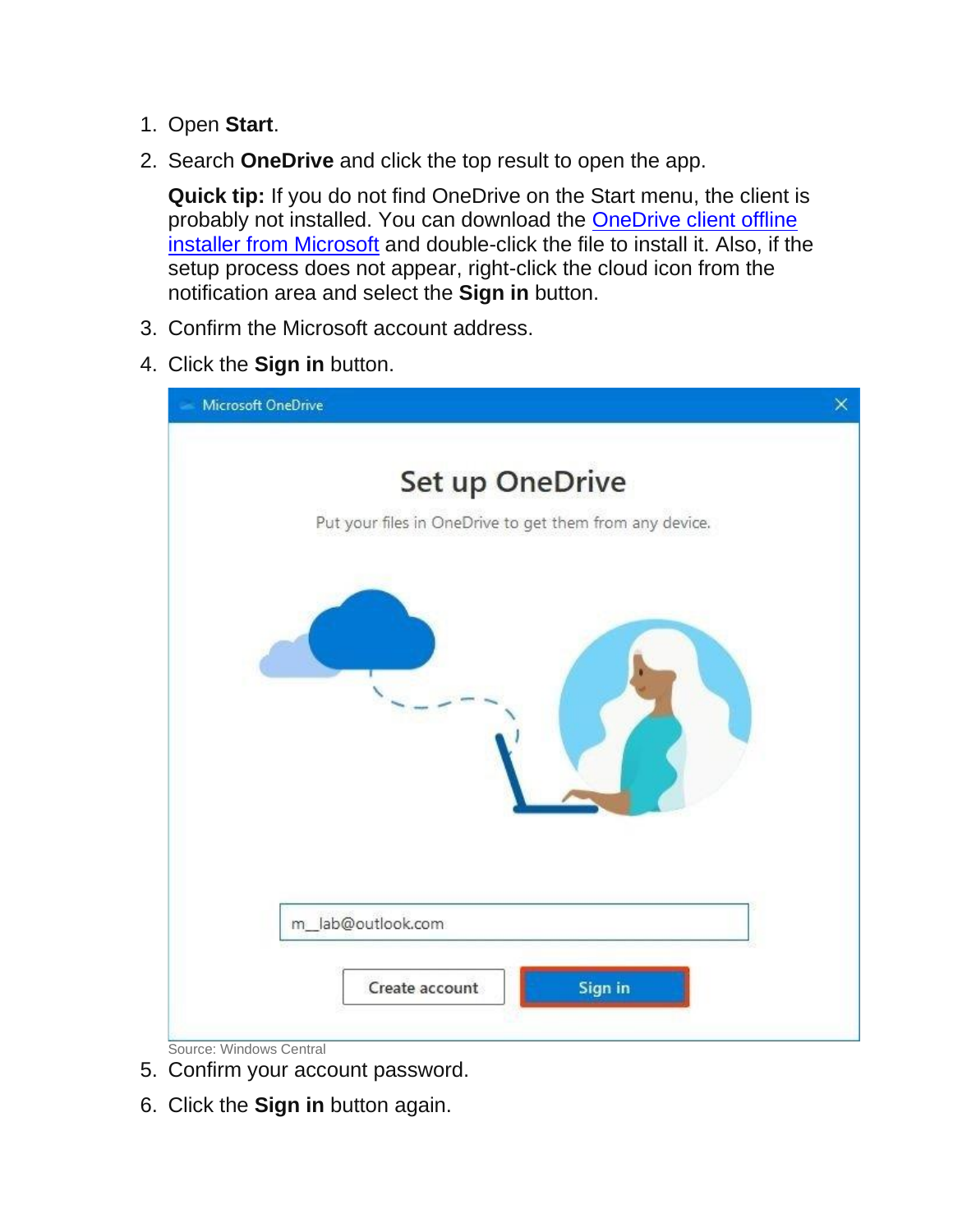1. Open **Start**.
2. Search **OneDrive** and click the top result to open the app.

   **Quick tip:** If you do not find OneDrive on the Start menu, the client is probably not installed. You can download the [OneDrive client offline installer from Microsoft]() and double-click the file to install it. Also, if the setup process does not appear, right-click the cloud icon from the notification area and select the **Sign in** button.
3. Confirm the Microsoft account address.
4. Click the **Sign in** button.

Source: Windows Central

5. Confirm your account password.
6. Click the **Sign in** button again.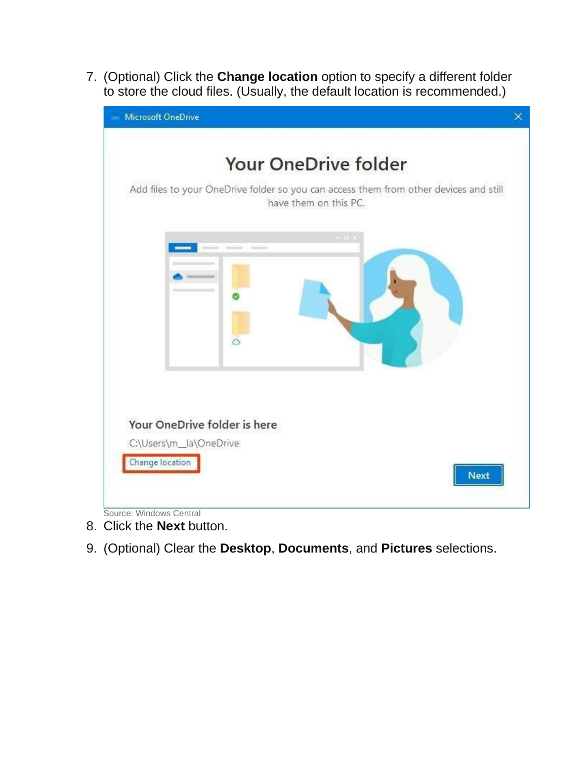7. (Optional) Click the **Change location** option to specify a different folder to store the cloud files. (Usually, the default location is recommended.)

Source: Windows Central

8. Click the **Next** button.
9. (Optional) Clear the **Desktop**, **Documents**, and **Pictures** selections.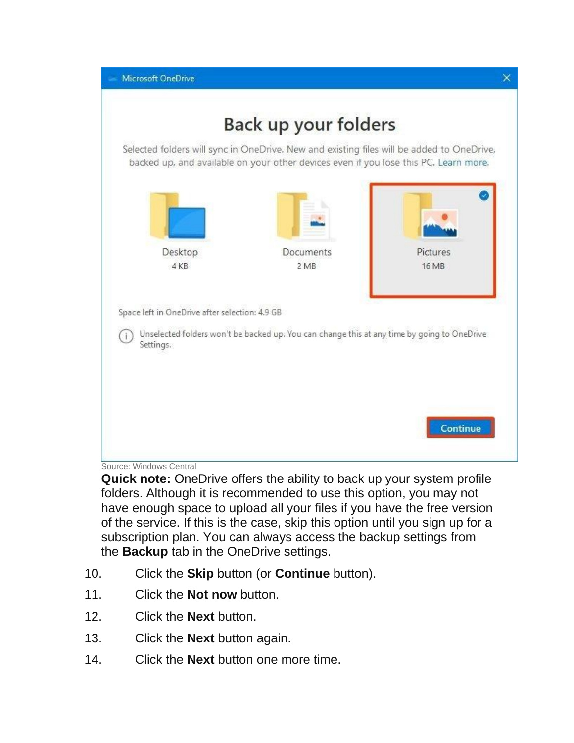Source: Windows Central

**Quick note:** OneDrive offers the ability to back up your system profile folders. Although it is recommended to use this option, you may not have enough space to upload all your files if you have the free version of the service. If this is the case, skip this option until you sign up for a subscription plan. You can always access the backup settings from the **Backup** tab in the OneDrive settings.

10. Click the **Skip** button (or **Continue** button).
11. Click the **Not now** button.
12. Click the **Next** button.
13. Click the **Next** button again.
14. Click the **Next** button one more time.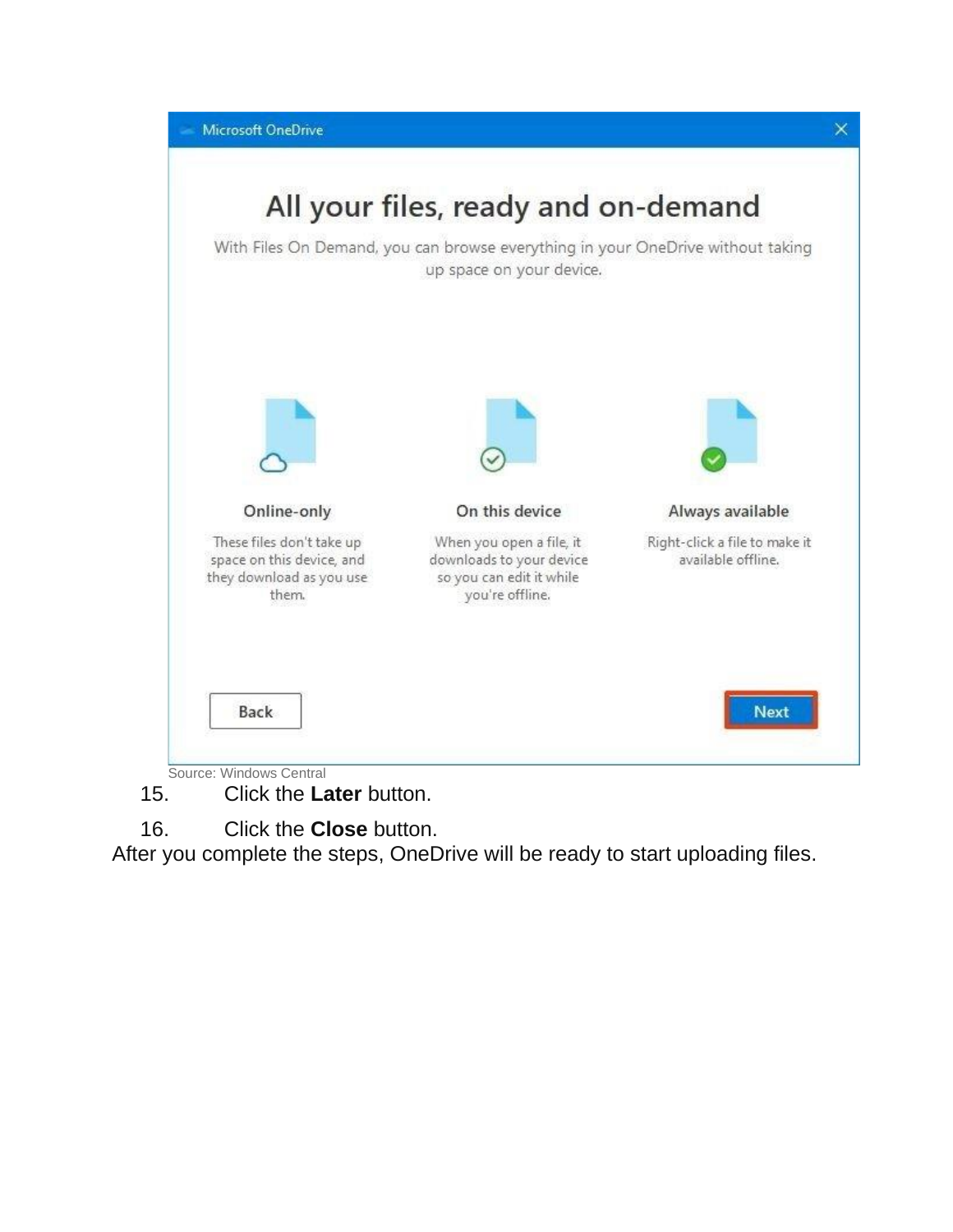Source: Windows Central

15. Click the **Later** button.
16. Click the **Close** button.

After you complete the steps, OneDrive will be ready to start uploading files.